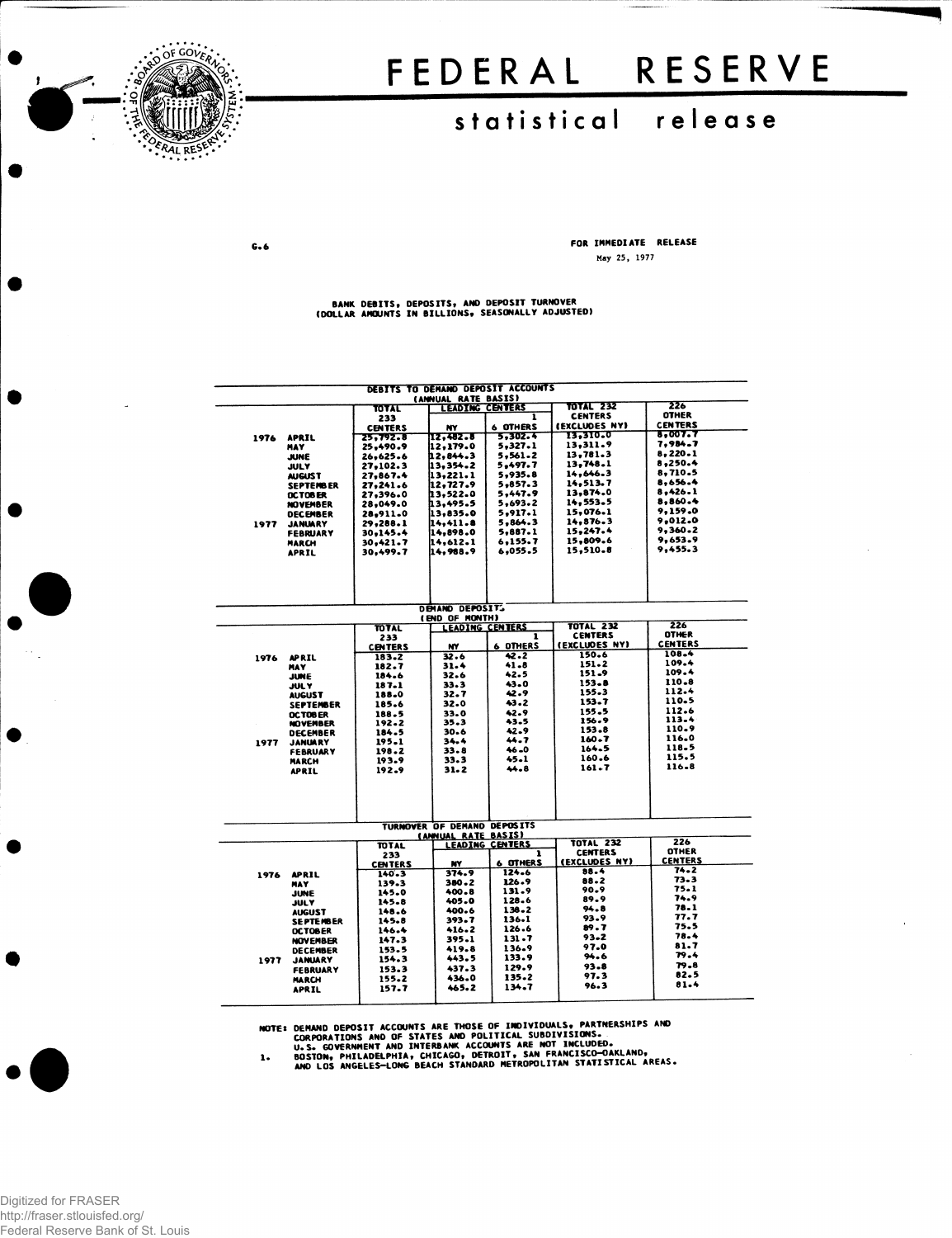# FEDERAL RESERVE

## statistical release

G.6

FOR IMMEDIATE RELEASE
May 25, 1977

BANK DEBITS, DEPOSITS, AND DEPOSIT TURNOVER
(DOLLAR AMOUNTS IN BILLIONS, SEASONALLY ADJUSTED)

**DEBITS TO DEMAND DEPOSIT ACCOUNTS (ANNUAL RATE BASIS)**

| | | TOTAL 233 CENTERS | LEADING CENTERS | | TOTAL 232 CENTERS (EXCLUDES NY) | 226 OTHER CENTERS |
|---|---|---|---|---|---|---|
| | | | NY | 6 OTHERS [1] | | |
| 1976 | APRIL | 25,792.8 | 12,482.8 | 5,302.4 | 13,310.0 | 8,007.7 |
| | MAY | 25,490.9 | 12,179.0 | 5,327.1 | 13,311.9 | 7,984.7 |
| | JUNE | 26,625.6 | 12,844.3 | 5,561.2 | 13,781.3 | 8,220.1 |
| | JULY | 27,102.3 | 13,354.2 | 5,497.7 | 13,748.1 | 8,250.4 |
| | AUGUST | 27,867.4 | 13,221.1 | 5,935.8 | 14,646.3 | 8,710.5 |
| | SEPTEMBER | 27,241.6 | 12,727.9 | 5,857.3 | 14,513.7 | 8,656.4 |
| | OCTOBER | 27,396.0 | 13,522.0 | 5,447.9 | 13,874.0 | 8,426.1 |
| | NOVEMBER | 28,049.0 | 13,495.5 | 5,693.2 | 14,553.5 | 8,860.4 |
| | DECEMBER | 28,911.0 | 13,835.0 | 5,917.1 | 15,076.1 | 9,159.0 |
| 1977 | JANUARY | 29,288.1 | 14,411.8 | 5,864.3 | 14,876.3 | 9,012.0 |
| | FEBRUARY | 30,145.4 | 14,898.0 | 5,887.1 | 15,247.4 | 9,360.2 |
| | MARCH | 30,421.7 | 14,612.1 | 6,155.7 | 15,809.6 | 9,653.9 |
| | APRIL | 30,499.7 | 14,988.9 | 6,055.5 | 15,510.8 | 9,455.3 |

**DEMAND DEPOSITS (END OF MONTH)**

| | | TOTAL 233 CENTERS | LEADING CENTERS | | TOTAL 232 CENTERS (EXCLUDES NY) | 226 OTHER CENTERS |
|---|---|---|---|---|---|---|
| | | | NY | 6 OTHERS [1] | | |
| 1976 | APRIL | 183.2 | 32.6 | 42.2 | 150.6 | 108.4 |
| | MAY | 182.7 | 31.4 | 41.8 | 151.2 | 109.4 |
| | JUNE | 184.6 | 32.6 | 42.5 | 151.9 | 109.4 |
| | JULY | 187.1 | 33.3 | 43.0 | 153.8 | 110.8 |
| | AUGUST | 188.0 | 32.7 | 42.9 | 155.3 | 112.4 |
| | SEPTEMBER | 185.6 | 32.0 | 43.2 | 153.7 | 110.5 |
| | OCTOBER | 188.5 | 33.0 | 42.9 | 155.5 | 112.6 |
| | NOVEMBER | 192.2 | 35.3 | 43.5 | 156.9 | 113.4 |
| | DECEMBER | 184.5 | 30.6 | 42.9 | 153.8 | 110.9 |
| 1977 | JANUARY | 195.1 | 34.4 | 44.7 | 160.7 | 116.0 |
| | FEBRUARY | 198.2 | 33.8 | 46.0 | 164.5 | 118.5 |
| | MARCH | 193.9 | 33.3 | 45.1 | 160.6 | 115.5 |
| | APRIL | 192.9 | 31.2 | 44.8 | 161.7 | 116.8 |

**TURNOVER OF DEMAND DEPOSITS (ANNUAL RATE BASIS)**

| | | TOTAL 233 CENTERS | LEADING CENTERS | | TOTAL 232 CENTERS (EXCLUDES NY) | 226 OTHER CENTERS |
|---|---|---|---|---|---|---|
| | | | NY | 6 OTHERS [1] | | |
| 1976 | APRIL | 140.3 | 374.9 | 124.6 | 88.4 | 74.2 |
| | MAY | 139.3 | 380.2 | 126.9 | 88.2 | 73.3 |
| | JUNE | 145.0 | 400.8 | 131.9 | 90.9 | 75.1 |
| | JULY | 145.8 | 405.0 | 128.6 | 89.9 | 74.9 |
| | AUGUST | 148.6 | 400.6 | 138.2 | 94.8 | 78.1 |
| | SEPTEMBER | 145.8 | 393.7 | 136.1 | 93.9 | 77.7 |
| | OCTOBER | 146.4 | 416.2 | 126.6 | 89.7 | 75.5 |
| | NOVEMBER | 147.3 | 395.1 | 131.7 | 93.2 | 78.4 |
| | DECEMBER | 153.5 | 419.8 | 136.9 | 97.0 | 81.7 |
| 1977 | JANUARY | 154.3 | 443.5 | 133.9 | 94.6 | 79.4 |
| | FEBRUARY | 153.3 | 437.3 | 129.9 | 93.8 | 79.8 |
| | MARCH | 155.2 | 436.0 | 135.2 | 97.3 | 82.5 |
| | APRIL | 157.7 | 465.2 | 134.7 | 96.3 | 81.4 |

NOTE: DEMAND DEPOSIT ACCOUNTS ARE THOSE OF INDIVIDUALS, PARTNERSHIPS AND CORPORATIONS AND OF STATES AND POLITICAL SUBDIVISIONS. U.S. GOVERNMENT AND INTERBANK ACCOUNTS ARE NOT INCLUDED.

1. BOSTON, PHILADELPHIA, CHICAGO, DETROIT, SAN FRANCISCO-OAKLAND, AND LOS ANGELES-LONG BEACH STANDARD METROPOLITAN STATISTICAL AREAS.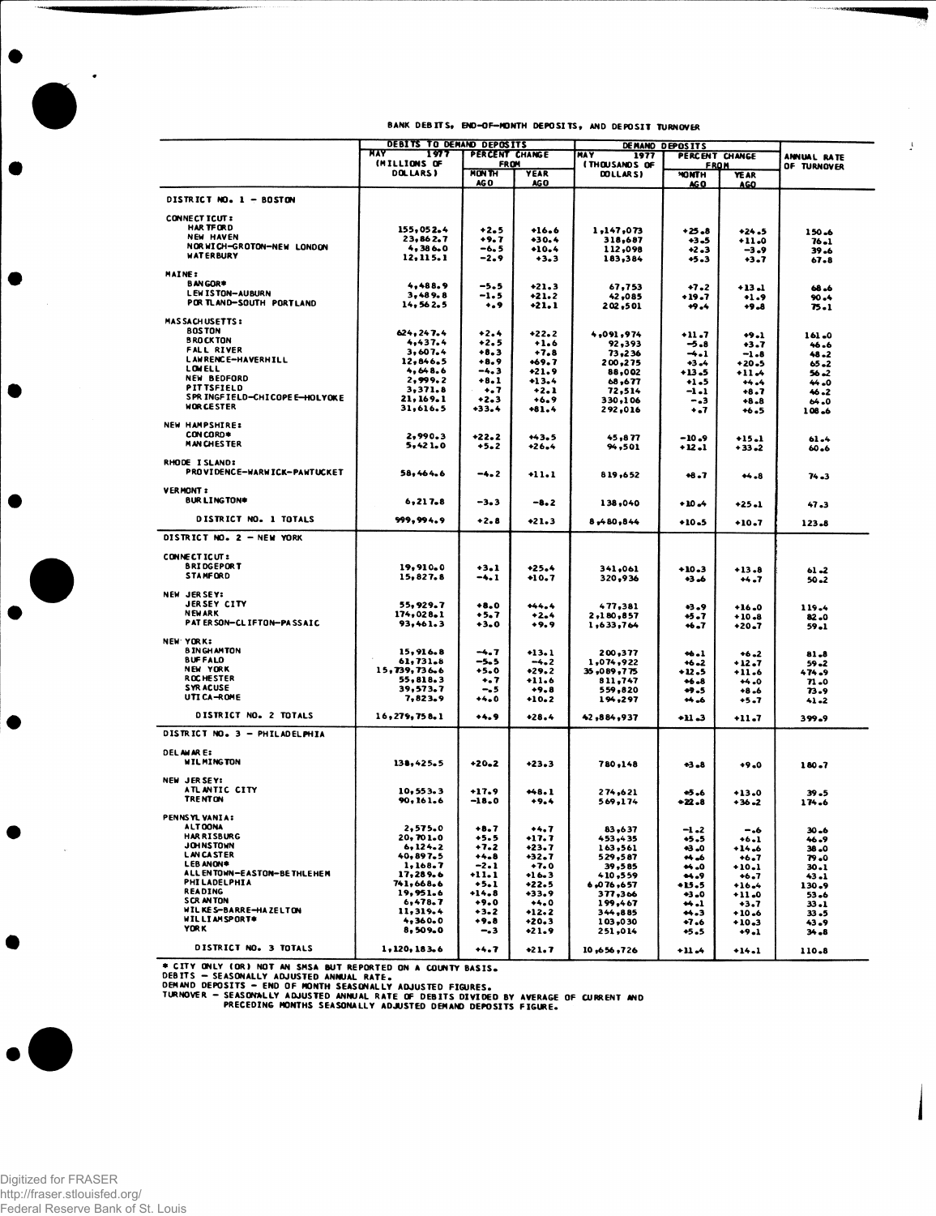## BANK DEBITS, END-OF-MONTH DEPOSITS, AND DEPOSIT TURNOVER

| | DEBITS TO DEMAND DEPOSITS | | | DEMAND DEPOSITS | | | |
|---|---|---|---|---|---|---|---|
| | MAY 1977 (MILLIONS OF DOLLARS) | PERCENT CHANGE FROM | | MAY 1977 (THOUSANDS OF DOLLARS) | PERCENT CHANGE FROM | | ANNUAL RATE OF TURNOVER |
| | | MONTH AGO | YEAR AGO | | MONTH AGO | YEAR AGO | |
| **DISTRICT NO. 1 - BOSTON** | | | | | | | |
| CONNECTICUT: | | | | | | | |
| HARTFORD | 155,052.4 | +2.5 | +16.6 | 1,147,073 | +25.8 | +24.5 | 150.6 |
| NEW HAVEN | 23,862.7 | +9.7 | +30.4 | 318,687 | +3.5 | +11.0 | 76.1 |
| NORWICH-GROTON-NEW LONDON | 4,386.0 | -6.5 | +10.4 | 112,098 | +2.3 | -3.9 | 39.6 |
| WATERBURY | 12,115.1 | -2.9 | +3.3 | 183,384 | +5.3 | +3.7 | 67.8 |
| MAINE: | | | | | | | |
| BANGOR* | 4,488.9 | -5.5 | +21.3 | 67,753 | +7.2 | +13.1 | 68.6 |
| LEWISTON-AUBURN | 3,489.8 | -1.5 | +21.2 | 42,085 | +19.7 | +1.9 | 90.4 |
| PORTLAND-SOUTH PORTLAND | 14,562.5 | +.9 | +21.1 | 202,501 | +9.4 | +9.8 | 75.1 |
| MASSACHUSETTS: | | | | | | | |
| BOSTON | 624,247.4 | +2.4 | +22.2 | 4,091,974 | +11.7 | +9.1 | 161.0 |
| BROCKTON | 4,437.4 | +2.5 | +1.6 | 92,393 | -5.8 | +3.7 | 46.6 |
| FALL RIVER | 3,607.4 | +8.3 | +7.8 | 73,236 | -4.1 | -1.8 | 48.2 |
| LAWRENCE-HAVERHILL | 12,846.5 | +8.9 | +69.7 | 200,275 | +3.4 | +20.5 | 65.2 |
| LOWELL | 4,648.6 | -4.3 | +21.9 | 88,002 | +13.5 | +11.4 | 56.2 |
| NEW BEDFORD | 2,999.2 | +8.1 | +13.4 | 68,677 | +1.5 | +4.4 | 44.0 |
| PITTSFIELD | 3,371.8 | +.7 | +2.1 | 72,514 | -1.1 | +8.7 | 46.2 |
| SPRINGFIELD-CHICOPEE-HOLYOKE | 21,169.1 | +2.3 | +6.9 | 330,106 | -.3 | +8.8 | 64.0 |
| WORCESTER | 31,616.5 | +33.4 | +81.4 | 292,016 | +.7 | +6.5 | 108.6 |
| NEW HAMPSHIRE: | | | | | | | |
| CONCORD* | 2,990.3 | +22.2 | +43.5 | 45,877 | -10.9 | +15.1 | 61.4 |
| MANCHESTER | 5,421.0 | +5.2 | +26.4 | 94,501 | +12.1 | +33.2 | 60.6 |
| RHODE ISLAND: | | | | | | | |
| PROVIDENCE-WARWICK-PAWTUCKET | 58,464.6 | -4.2 | +11.1 | 819,652 | +8.7 | +4.8 | 74.3 |
| VERMONT: | | | | | | | |
| BURLINGTON* | 6,217.8 | -3.3 | -8.2 | 138,040 | +10.4 | +25.1 | 47.3 |
| DISTRICT NO. 1 TOTALS | 999,994.9 | +2.8 | +21.3 | 8,480,844 | +10.5 | +10.7 | 123.8 |
| **DISTRICT NO. 2 - NEW YORK** | | | | | | | |
| CONNECTICUT: | | | | | | | |
| BRIDGEPORT | 19,910.0 | +3.1 | +25.4 | 341,061 | +10.3 | +13.8 | 61.2 |
| STAMFORD | 15,827.8 | -4.1 | +10.7 | 320,936 | +3.6 | +4.7 | 50.2 |
| NEW JERSEY: | | | | | | | |
| JERSEY CITY | 55,929.7 | +8.0 | +44.4 | 477,381 | +3.9 | +16.0 | 119.4 |
| NEWARK | 174,028.1 | +5.7 | +2.4 | 2,180,857 | +5.7 | +10.8 | 82.0 |
| PATERSON-CLIFTON-PASSAIC | 93,461.3 | +3.0 | +9.9 | 1,633,764 | +6.7 | +20.7 | 59.1 |
| NEW YORK: | | | | | | | |
| BINGHAMTON | 15,916.8 | -4.7 | +13.1 | 200,377 | +6.1 | +6.2 | 81.8 |
| BUFFALO | 61,731.8 | -5.5 | -4.2 | 1,074,922 | +6.2 | +12.7 | 59.2 |
| NEW YORK | 15,739,736.6 | +5.0 | +29.2 | 35,089,775 | +12.5 | +11.6 | 474.9 |
| ROCHESTER | 55,818.3 | +.7 | +11.6 | 811,747 | +6.8 | +4.0 | 71.0 |
| SYRACUSE | 39,573.7 | -.5 | +9.8 | 559,820 | +9.5 | +8.6 | 73.9 |
| UTICA-ROME | 7,823.9 | +4.0 | +10.2 | 194,297 | +4.6 | +5.7 | 41.2 |
| DISTRICT NO. 2 TOTALS | 16,279,758.1 | +4.9 | +28.4 | 42,884,937 | +11.3 | +11.7 | 399.9 |
| **DISTRICT NO. 3 - PHILADELPHIA** | | | | | | | |
| DELAWARE: | | | | | | | |
| WILMINGTON | 138,425.5 | +20.2 | +23.3 | 780,148 | +3.8 | +9.0 | 180.7 |
| NEW JERSEY: | | | | | | | |
| ATLANTIC CITY | 10,553.3 | +17.9 | +48.1 | 274,621 | +5.6 | +13.0 | 39.5 |
| TRENTON | 90,161.6 | -18.0 | +9.4 | 569,174 | +22.8 | +36.2 | 174.6 |
| PENNSYLVANIA: | | | | | | | |
| ALTOONA | 2,575.0 | +8.7 | +4.7 | 83,637 | -1.2 | -.6 | 30.6 |
| HARRISBURG | 20,701.0 | +5.5 | +17.7 | 453,435 | +5.5 | +6.1 | 46.9 |
| JOHNSTOWN | 6,124.2 | +7.2 | +23.7 | 163,561 | +3.0 | +14.6 | 38.0 |
| LANCASTER | 40,897.5 | +4.8 | +32.7 | 529,587 | +4.6 | +6.7 | 79.0 |
| LEBANON* | 1,168.7 | -2.1 | +7.0 | 39,585 | +4.0 | +10.1 | 30.1 |
| ALLENTOWN-EASTON-BETHLEHEM | 17,289.6 | +11.1 | +16.3 | 410,559 | +4.9 | +6.7 | 43.1 |
| PHILADELPHIA | 741,668.6 | +5.1 | +22.5 | 6,076,657 | +15.5 | +16.4 | 130.9 |
| READING | 19,951.6 | +14.8 | +33.9 | 377,366 | +3.0 | +11.0 | 53.6 |
| SCRANTON | 6,478.7 | +9.0 | +4.0 | 199,467 | +4.1 | +3.7 | 33.1 |
| WILKES-BARRE-HAZELTON | 11,319.4 | +3.2 | +12.2 | 344,885 | +4.3 | +10.6 | 33.5 |
| WILLIAMSPORT* | 4,360.0 | +9.8 | +20.3 | 103,030 | +7.6 | +10.3 | 43.9 |
| YORK | 8,509.0 | -.3 | +21.9 | 251,014 | +5.5 | +9.1 | 34.8 |
| DISTRICT NO. 3 TOTALS | 1,120,183.6 | +4.7 | +21.7 | 10,656,726 | +11.4 | +14.1 | 110.8 |

\* CITY ONLY (OR) NOT AN SMSA BUT REPORTED ON A COUNTY BASIS.
DEBITS - SEASONALLY ADJUSTED ANNUAL RATE.
DEMAND DEPOSITS - END OF MONTH SEASONALLY ADJUSTED FIGURES.
TURNOVER - SEASONALLY ADJUSTED ANNUAL RATE OF DEBITS DIVIDED BY AVERAGE OF CURRENT AND PRECEDING MONTHS SEASONALLY ADJUSTED DEMAND DEPOSITS FIGURE.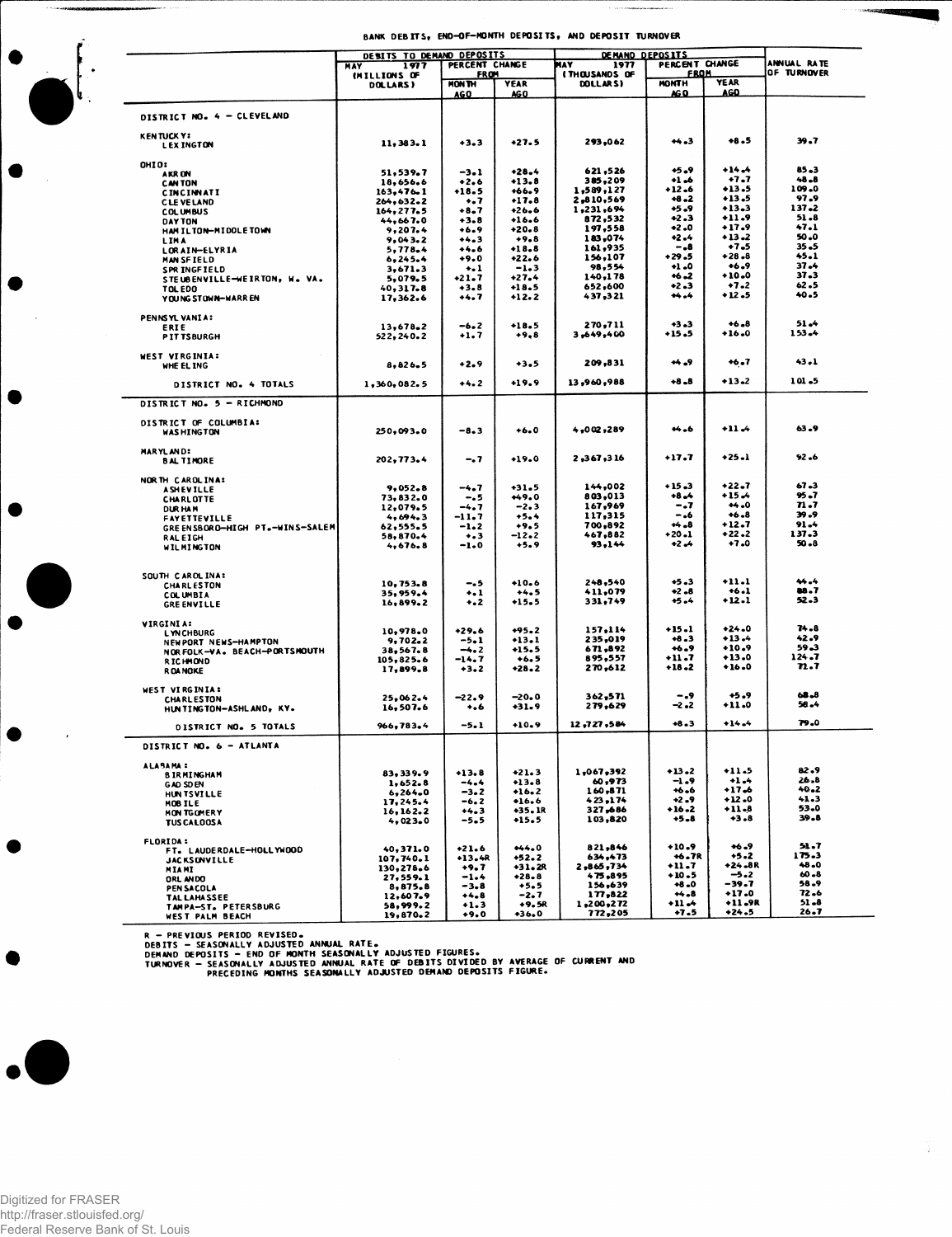# BANK DEBITS, END-OF-MONTH DEPOSITS, AND DEPOSIT TURNOVER

| | DEBITS TO DEMAND DEPOSITS | | | DEMAND DEPOSITS | | | ANNUAL RATE OF TURNOVER |
|---|---|---|---|---|---|---|---|
| | MAY 1977 (MILLIONS OF DOLLARS) | PERCENT CHANGE FROM | | MAY 1977 (THOUSANDS OF DOLLARS) | PERCENT CHANGE FROM | | |
| | | MONTH AGO | YEAR AGO | | MONTH AGO | YEAR AGO | |
| **DISTRICT NO. 4 - CLEVELAND** | | | | | | | |
| KENTUCKY: | | | | | | | |
| LEXINGTON | 11,383.1 | +3.3 | +27.5 | 293,062 | +4.3 | +8.5 | 39.7 |
| OHIO: | | | | | | | |
| AKRON | 51,539.7 | -3.1 | +28.4 | 621,526 | +5.9 | +14.4 | 85.3 |
| CANTON | 18,656.6 | +2.6 | +13.8 | 385,209 | +1.6 | +7.7 | 48.8 |
| CINCINNATI | 163,476.1 | +18.5 | +66.9 | 1,589,127 | +12.6 | +13.5 | 109.0 |
| CLEVELAND | 264,632.2 | +.7 | +17.8 | 2,810,569 | +8.2 | +13.5 | 97.9 |
| COLUMBUS | 164,277.5 | +8.7 | +26.6 | 1,231,694 | +5.9 | +13.3 | 137.2 |
| DAYTON | 44,667.0 | +3.8 | +16.6 | 872,532 | +2.3 | +11.9 | 51.8 |
| HAMILTON-MIDDLETOWN | 9,207.4 | +6.9 | +20.8 | 197,558 | +2.0 | +17.9 | 47.1 |
| LIMA | 9,043.2 | +4.3 | +9.8 | 183,074 | +2.4 | +13.2 | 50.0 |
| LORAIN-ELYRIA | 5,778.4 | +4.6 | +18.8 | 161,935 | -.8 | +7.5 | 35.5 |
| MANSFIELD | 6,245.4 | +9.0 | +22.6 | 156,107 | +29.5 | +28.8 | 45.1 |
| SPRINGFIELD | 3,671.3 | +.1 | -1.3 | 98,554 | +1.0 | +6.9 | 37.4 |
| STEUBENVILLE-WEIRTON, W. VA. | 5,079.5 | +21.7 | +27.4 | 140,178 | +6.2 | +10.0 | 37.3 |
| TOLEDO | 40,317.8 | +3.8 | +18.5 | 652,600 | +2.3 | +7.2 | 62.5 |
| YOUNGSTOWN-WARREN | 17,362.6 | +4.7 | +12.2 | 437,321 | +4.4 | +12.5 | 40.5 |
| PENNSYLVANIA: | | | | | | | |
| ERIE | 13,678.2 | -6.2 | +18.5 | 270,711 | +3.3 | +6.8 | 51.4 |
| PITTSBURGH | 522,240.2 | +1.7 | +9.8 | 3,649,400 | +15.5 | +16.0 | 153.4 |
| WEST VIRGINIA: | | | | | | | |
| WHEELING | 8,826.5 | +2.9 | +3.5 | 209,831 | +4.9 | +6.7 | 43.1 |
| DISTRICT NO. 4 TOTALS | 1,360,082.5 | +4.2 | +19.9 | 13,960,988 | +8.8 | +13.2 | 101.5 |
| **DISTRICT NO. 5 - RICHMOND** | | | | | | | |
| DISTRICT OF COLUMBIA: | | | | | | | |
| WASHINGTON | 250,093.0 | -8.3 | +6.0 | 4,002,289 | +4.6 | +11.4 | 63.9 |
| MARYLAND: | | | | | | | |
| BALTIMORE | 202,773.4 | -.7 | +19.0 | 2,367,316 | +17.7 | +25.1 | 92.6 |
| NORTH CAROLINA: | | | | | | | |
| ASHEVILLE | 9,052.8 | -4.7 | +31.5 | 144,002 | +15.3 | +22.7 | 67.3 |
| CHARLOTTE | 73,832.0 | -.5 | +49.0 | 803,013 | +8.4 | +15.4 | 95.7 |
| DURHAM | 12,079.5 | -4.7 | -2.3 | 167,969 | -.7 | +4.0 | 71.7 |
| FAYETTEVILLE | 4,694.3 | -11.7 | +5.4 | 117,315 | -.6 | +6.8 | 39.9 |
| GREENSBORO-HIGH PT.-WINS-SALEM | 62,555.5 | -1.2 | +9.5 | 700,892 | +4.8 | +12.7 | 91.4 |
| RALEIGH | 58,870.4 | +.3 | -12.2 | 467,882 | +20.1 | +22.2 | 137.3 |
| WILMINGTON | 4,676.8 | -1.0 | +5.9 | 93,144 | +2.4 | +7.0 | 50.8 |
| SOUTH CAROLINA: | | | | | | | |
| CHARLESTON | 10,753.8 | -.5 | +10.6 | 248,540 | +5.3 | +11.1 | 44.4 |
| COLUMBIA | 35,959.4 | +.1 | +4.5 | 411,079 | +2.8 | +6.1 | 88.7 |
| GREENVILLE | 16,899.2 | +.2 | +15.5 | 331,749 | +5.4 | +12.1 | 52.3 |
| VIRGINIA: | | | | | | | |
| LYNCHBURG | 10,978.0 | +29.6 | +95.2 | 157,114 | +15.1 | +24.0 | 74.8 |
| NEWPORT NEWS-HAMPTON | 9,702.2 | -5.1 | +13.1 | 235,019 | +8.3 | +13.4 | 42.9 |
| NORFOLK-VA. BEACH-PORTSMOUTH | 38,567.8 | -4.2 | +15.5 | 671,892 | +6.9 | +10.9 | 59.3 |
| RICHMOND | 105,825.6 | -14.7 | +6.5 | 895,557 | +11.7 | +13.0 | 124.7 |
| ROANOKE | 17,899.8 | +3.2 | +28.2 | 270,612 | +18.2 | +16.0 | 71.7 |
| WEST VIRGINIA: | | | | | | | |
| CHARLESTON | 25,062.4 | -22.9 | -20.0 | 362,571 | -.9 | +5.9 | 68.8 |
| HUNTINGTON-ASHLAND, KY. | 16,507.6 | +.6 | +31.9 | 279,629 | -2.2 | +11.0 | 58.4 |
| DISTRICT NO. 5 TOTALS | 966,783.4 | -5.1 | +10.9 | 12,727,584 | +8.3 | +14.4 | 79.0 |
| **DISTRICT NO. 6 - ATLANTA** | | | | | | | |
| ALABAMA: | | | | | | | |
| BIRMINGHAM | 83,339.9 | +13.8 | +21.3 | 1,067,392 | +13.2 | +11.5 | 82.9 |
| GADSDEN | 1,652.8 | -4.4 | +13.8 | 60,973 | -1.9 | +1.4 | 26.8 |
| HUNTSVILLE | 6,264.0 | -3.2 | +16.2 | 160,871 | +6.6 | +17.6 | 40.2 |
| MOBILE | 17,245.4 | -6.2 | +16.6 | 423,174 | +2.9 | +12.0 | 41.3 |
| MONTGOMERY | 16,162.2 | +4.3 | +35.1R | 327,686 | +16.2 | +11.8 | 53.0 |
| TUSCALOOSA | 4,023.0 | -5.5 | +15.5 | 103,820 | +5.8 | +3.8 | 39.8 |
| FLORIDA: | | | | | | | |
| FT. LAUDERDALE-HOLLYWOOD | 40,371.0 | +21.6 | +44.0 | 821,846 | +10.9 | +6.9 | 51.7 |
| JACKSONVILLE | 107,740.1 | +13.4R | +52.2 | 634,473 | +6.7R | +5.2 | 175.3 |
| MIAMI | 130,278.6 | +9.7 | +31.2R | 2,865,734 | +11.7 | +24.8R | 48.0 |
| ORLANDO | 27,559.1 | -1.4 | +28.8 | 475,895 | +10.5 | -5.2 | 60.8 |
| PENSACOLA | 8,875.8 | -3.8 | +5.5 | 156,639 | +8.0 | -39.7 | 58.9 |
| TALLAHASSEE | 12,607.9 | +4.8 | -2.7 | 177,822 | +4.8 | +17.0 | 72.6 |
| TAMPA-ST. PETERSBURG | 58,999.2 | +1.3 | +9.5R | 1,200,272 | +11.4 | +11.9R | 51.8 |
| WEST PALM BEACH | 19,870.2 | +9.0 | +36.0 | 772,205 | +7.5 | +24.5 | 26.7 |

R - PREVIOUS PERIOD REVISED.
DEBITS - SEASONALLY ADJUSTED ANNUAL RATE.
DEMAND DEPOSITS - END OF MONTH SEASONALLY ADJUSTED FIGURES.
TURNOVER - SEASONALLY ADJUSTED ANNUAL RATE OF DEBITS DIVIDED BY AVERAGE OF CURRENT AND PRECEDING MONTHS SEASONALLY ADJUSTED DEMAND DEPOSITS FIGURE.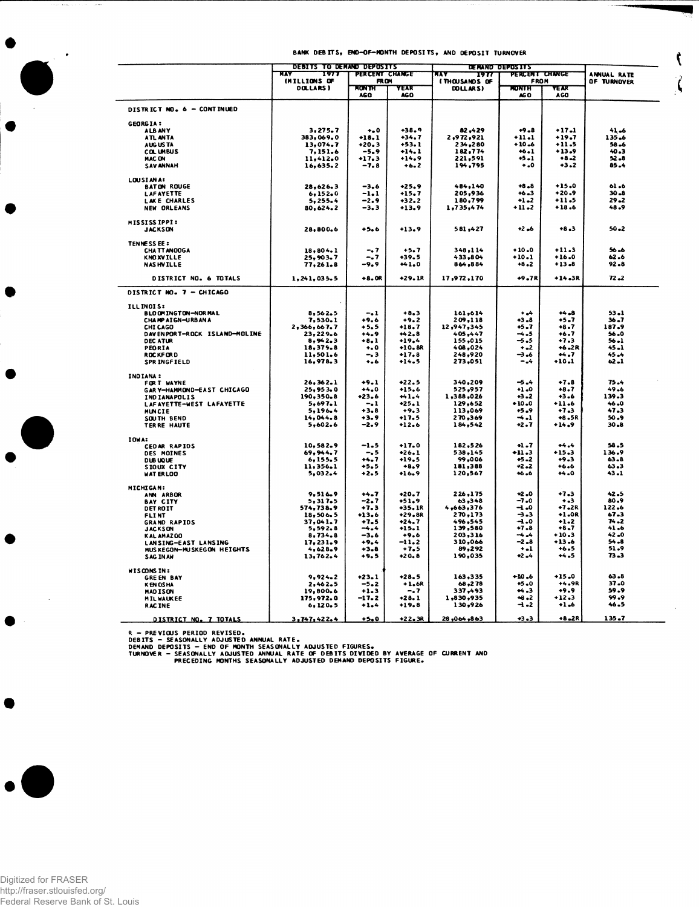BANK DEBITS, END-OF-MONTH DEPOSITS, AND DEPOSIT TURNOVER

| | DEBITS TO DEMAND DEPOSITS | | | DEMAND DEPOSITS | | | ANNUAL RATE OF TURNOVER |
|---|---|---|---|---|---|---|---|
| | MAY 1977 (MILLIONS OF DOLLARS) | PERCENT CHANGE FROM | | MAY 1977 (THOUSANDS OF DOLLARS) | PERCENT CHANGE FROM | | |
| | | MONTH AGO | YEAR AGO | | MONTH AGO | YEAR AGO | |
| **DISTRICT NO. 6 — CONTINUED** | | | | | | | |
| **GEORGIA:** | | | | | | | |
| ALBANY | 3,275.7 | +.0 | +38.9 | 82,429 | +9.8 | +17.1 | 41.6 |
| ATLANTA | 383,069.0 | +18.1 | +34.7 | 2,972,921 | +11.1 | +19.7 | 135.6 |
| AUGUSTA | 13,074.7 | +20.3 | +53.1 | 234,280 | +10.6 | +11.5 | 58.6 |
| COLUMBUS | 7,151.6 | -5.9 | +14.1 | 182,774 | +6.1 | +13.9 | 40.3 |
| MACON | 11,412.0 | +17.3 | +14.9 | 221,591 | +5.1 | +8.2 | 52.8 |
| SAVANNAH | 16,635.2 | -7.8 | +6.2 | 194,795 | +.0 | +3.2 | 85.4 |
| **LOUSIANA:** | | | | | | | |
| BATON ROUGE | 28,626.3 | -3.6 | +25.9 | 484,140 | +8.8 | +15.0 | 61.6 |
| LAFAYETTE | 6,152.0 | -1.1 | +15.7 | 205,936 | +6.3 | +20.9 | 30.8 |
| LAKE CHARLES | 5,255.4 | -2.9 | +32.2 | 180,799 | +1.2 | +11.5 | 29.2 |
| NEW ORLEANS | 80,624.2 | -3.3 | +13.9 | 1,735,474 | +11.2 | +18.6 | 48.9 |
| **MISSISSIPPI:** | | | | | | | |
| JACKSON | 28,800.6 | +5.6 | +13.9 | 581,427 | +2.6 | +8.3 | 50.2 |
| **TENNESSEE:** | | | | | | | |
| CHATTANOOGA | 18,804.1 | -.7 | +5.7 | 348,114 | +10.0 | +11.3 | 56.6 |
| KNOXVILLE | 25,903.7 | -.7 | +39.5 | 433,804 | +10.1 | +16.0 | 62.6 |
| NASHVILLE | 77,261.8 | -9.9 | +41.0 | 864,884 | +8.2 | +13.8 | 92.8 |
| **DISTRICT NO. 6 TOTALS** | 1,241,035.5 | +8.0R | +29.1R | 17,972,170 | +9.7R | +14.3R | 72.2 |
| **DISTRICT NO. 7 — CHICAGO** | | | | | | | |
| **ILLINOIS:** | | | | | | | |
| BLOOMINGTON-NORMAL | 8,562.5 | -.1 | +8.3 | 161,614 | +.4 | +4.8 | 53.1 |
| CHAMPAIGN-URBANA | 7,530.1 | +9.6 | +9.2 | 209,118 | +3.8 | +5.7 | 36.7 |
| CHICAGO | 2,366,667.7 | +5.5 | +18.7 | 12,947,345 | +5.7 | +8.7 | 187.9 |
| DAVENPORT-ROCK ISLAND-MOLINE | 23,229.6 | +4.9 | +42.8 | 405,447 | -4.5 | +6.7 | 56.0 |
| DECATUR | 8,942.3 | +8.1 | +19.4 | 155,015 | -5.5 | +7.3 | 56.1 |
| PEORIA | 18,379.8 | +.0 | +10.8R | 408,024 | +.2 | +6.2R | 45.1 |
| ROCKFORD | 11,501.6 | -.3 | +17.8 | 248,920 | -3.6 | +4.7 | 45.4 |
| SPRINGFIELD | 16,978.3 | +.6 | +14.5 | 273,051 | -.4 | +10.1 | 62.1 |
| **INDIANA:** | | | | | | | |
| FORT WAYNE | 26,362.1 | +9.1 | +22.5 | 340,209 | -5.4 | +7.8 | 75.4 |
| GARY-HAMMOND-EAST CHICAGO | 25,953.0 | +4.0 | +15.6 | 525,957 | +1.0 | +8.7 | 49.6 |
| INDIANAPOLIS | 190,350.8 | +23.6 | +41.4 | 1,388,026 | +3.2 | +3.6 | 139.3 |
| LAFAYETTE-WEST LAFAYETTE | 5,697.1 | -.1 | +25.1 | 129,652 | +10.0 | +11.6 | 46.0 |
| MUNCIE | 5,196.4 | +3.8 | +9.3 | 113,069 | +5.9 | +7.3 | 47.3 |
| SOUTH BEND | 14,044.8 | +3.9 | +17.5 | 270,369 | -4.1 | +8.5R | 50.9 |
| TERRE HAUTE | 5,602.6 | -2.9 | +12.6 | 184,542 | +2.7 | +14.9 | 30.8 |
| **IOWA:** | | | | | | | |
| CEDAR RAPIDS | 10,582.9 | -1.5 | +17.0 | 182,526 | +1.7 | +4.4 | 58.5 |
| DES MOINES | 69,944.7 | -.5 | +26.1 | 538,145 | +11.3 | +15.3 | 136.9 |
| DUBUQUE | 6,155.5 | +4.7 | +19.5 | 99,006 | +5.2 | +9.3 | 63.8 |
| SIOUX CITY | 11,356.1 | +5.5 | +8.9 | 181,388 | +2.2 | +6.6 | 63.3 |
| WATERLOO | 5,032.4 | +2.5 | +16.9 | 120,567 | +6.6 | +4.0 | 43.1 |
| **MICHIGAN:** | | | | | | | |
| ANN ARBOR | 9,516.9 | +4.7 | +20.7 | 226,175 | +2.0 | +7.3 | 42.5 |
| BAY CITY | 5,317.5 | -2.7 | +51.9 | 63,348 | -7.0 | +.3 | 80.9 |
| DETROIT | 574,738.9 | +7.3 | +35.1R | 4,663,376 | -1.0 | +7.2R | 122.6 |
| FLINT | 18,506.5 | +13.6 | +29.8R | 270,173 | -3.3 | +1.0R | 67.3 |
| GRAND RAPIDS | 37,041.7 | +7.5 | +24.7 | 496,545 | -1.0 | +1.2 | 74.2 |
| JACKSON | 5,592.8 | -4.4 | +15.1 | 139,580 | +7.8 | +8.7 | 41.6 |
| KALAMAZOO | 8,734.8 | -3.6 | +9.6 | 203,316 | -4.4 | +10.3 | 42.0 |
| LANSING-EAST LANSING | 17,231.9 | +9.4 | -11.2 | 310,066 | -2.8 | +13.6 | 54.8 |
| MUSKEGON-MUSKEGON HEIGHTS | 4,628.9 | +3.8 | +7.5 | 89,292 | +.1 | +6.5 | 51.9 |
| SAGINAW | 13,762.4 | +9.5 | +20.8 | 190,035 | +2.4 | +4.5 | 73.3 |
| **WISCONSIN:** | | | | | | | |
| GREEN BAY | 9,924.2 | +23.1 | +28.5 | 163,335 | +10.6 | +15.0 | 63.8 |
| KENOSHA | 2,462.5 | -5.2 | +1.6R | 68,278 | +5.0 | +4.9R | 37.0 |
| MADISON | 19,800.6 | +1.3 | -.7 | 337,493 | +4.3 | +9.9 | 59.9 |
| MILWAUKEE | 175,972.0 | -17.2 | +28.1 | 1,830,935 | +8.2 | +12.3 | 99.9 |
| RACINE | 6,120.5 | +1.4 | +19.8 | 130,926 | -1.2 | +1.6 | 46.5 |
| **DISTRICT NO. 7 TOTALS** | 3,747,422.4 | +5.0 | +22.3R | 28,064,863 | +3.3 | +8.2R | 135.7 |

R — PREVIOUS PERIOD REVISED.
DEBITS — SEASONALLY ADJUSTED ANNUAL RATE.
DEMAND DEPOSITS — END OF MONTH SEASONALLY ADJUSTED FIGURES.
TURNOVER — SEASONALLY ADJUSTED ANNUAL RATE OF DEBITS DIVIDED BY AVERAGE OF CURRENT AND PRECEDING MONTHS SEASONALLY ADJUSTED DEMAND DEPOSITS FIGURE.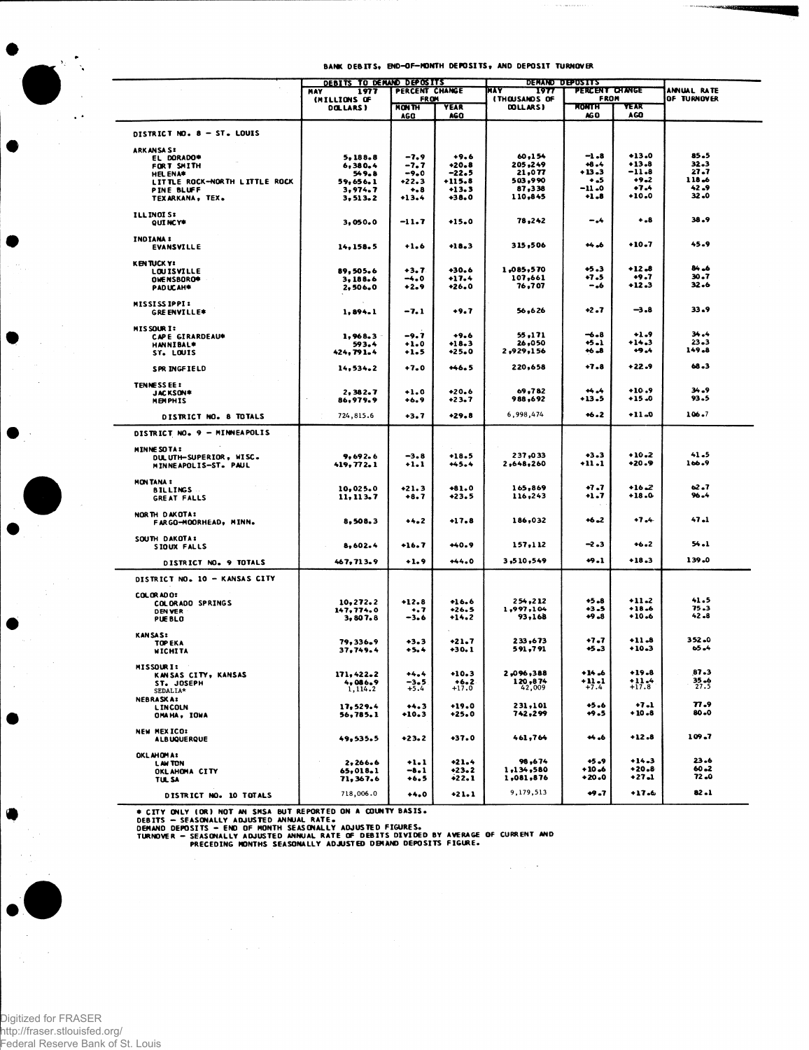BANK DEBITS, END-OF-MONTH DEPOSITS, AND DEPOSIT TURNOVER

| | DEBITS TO DEMAND DEPOSITS | | | DEMAND DEPOSITS | | | ANNUAL RATE OF TURNOVER |
|---|---|---|---|---|---|---|---|
| | MAY 1977 (MILLIONS OF DOLLARS) | PERCENT CHANGE FROM | | MAY 1977 (THOUSANDS OF DOLLARS) | PERCENT CHANGE FROM | | |
| | | MONTH AGO | YEAR AGO | | MONTH AGO | YEAR AGO | |
| **DISTRICT NO. 8 - ST. LOUIS** | | | | | | | |
| **ARKANSAS:** | | | | | | | |
| EL DORADO* | 5,188.8 | -7.9 | +9.6 | 60,154 | -1.8 | +13.0 | 85.5 |
| FORT SMITH | 6,380.4 | -7.7 | +20.8 | 205,249 | +8.4 | +13.8 | 32.3 |
| HELENA* | 549.8 | -9.0 | -22.5 | 21,077 | +13.3 | -11.8 | 27.7 |
| LITTLE ROCK-NORTH LITTLE ROCK | 59,656.1 | +22.3 | +115.8 | 503,990 | +.5 | +9.2 | 118.6 |
| PINE BLUFF | 3,974.7 | +.8 | +13.3 | 87,338 | -11.0 | +7.4 | 42.9 |
| TEXARKANA, TEX. | 3,513.2 | +13.4 | +38.0 | 110,845 | +1.8 | +10.0 | 32.0 |
| **ILLINOIS:** | | | | | | | |
| QUINCY* | 3,050.0 | -11.7 | +15.0 | 78,242 | -.4 | +.8 | 38.9 |
| **INDIANA:** | | | | | | | |
| EVANSVILLE | 14,158.5 | +1.6 | +18.3 | 315,506 | +4.6 | +10.7 | 45.9 |
| **KENTUCKY:** | | | | | | | |
| LOUISVILLE | 89,505.6 | +3.7 | +30.6 | 1,085,570 | +5.3 | +12.8 | 84.6 |
| OWENSBORO* | 3,188.6 | -4.0 | +17.4 | 107,661 | +7.5 | +9.7 | 30.7 |
| PADUCAH* | 2,506.0 | +2.9 | +26.0 | 76,707 | -.6 | +12.3 | 32.6 |
| **MISSISSIPPI:** | | | | | | | |
| GREENVILLE* | 1,894.1 | -7.1 | +9.7 | 56,626 | +2.7 | -3.8 | 33.9 |
| **MISSOURI:** | | | | | | | |
| CAPE GIRARDEAU* | 1,968.3 | -9.7 | +9.6 | 55,171 | -6.8 | +1.9 | 34.4 |
| HANNIBAL* | 593.4 | +1.0 | +18.3 | 26,050 | +5.1 | +14.3 | 23.3 |
| ST. LOUIS | 424,791.4 | +1.5 | +25.0 | 2,929,156 | +6.8 | +9.4 | 149.8 |
| SPRINGFIELD | 14,534.2 | +7.0 | +46.5 | 220,658 | +7.8 | +22.9 | 68.3 |
| **TENNESSEE:** | | | | | | | |
| JACKSON* | 2,382.7 | +1.0 | +20.6 | 69,782 | +4.4 | +10.9 | 34.9 |
| MEMPHIS | 86,979.9 | +6.9 | +23.7 | 988,692 | +13.5 | +15.0 | 93.5 |
| DISTRICT NO. 8 TOTALS | 724,815.6 | +3.7 | +29.8 | 6,998,474 | +6.2 | +11.0 | 106.7 |
| **DISTRICT NO. 9 - MINNEAPOLIS** | | | | | | | |
| **MINNESOTA:** | | | | | | | |
| DULUTH-SUPERIOR, WISC. | 9,692.6 | -3.8 | +18.5 | 237,033 | +3.3 | +10.2 | 41.5 |
| MINNEAPOLIS-ST. PAUL | 419,772.1 | +1.1 | +45.4 | 2,648,260 | +11.1 | +20.9 | 166.9 |
| **MONTANA:** | | | | | | | |
| BILLINGS | 10,025.0 | +21.3 | +81.0 | 165,869 | +7.7 | +16.2 | 62.7 |
| GREAT FALLS | 11,113.7 | +8.7 | +23.5 | 116,243 | +1.7 | +18.0 | 96.4 |
| **NORTH DAKOTA:** | | | | | | | |
| FARGO-MOORHEAD, MINN. | 8,508.3 | +4.2 | +17.8 | 186,032 | +6.2 | +7.4 | 47.1 |
| **SOUTH DAKOTA:** | | | | | | | |
| SIOUX FALLS | 8,602.4 | +16.7 | +40.9 | 157,112 | -2.3 | +6.2 | 54.1 |
| DISTRICT NO. 9 TOTALS | 467,713.9 | +1.9 | +44.0 | 3,510,549 | +9.1 | +18.3 | 139.0 |
| **DISTRICT NO. 10 - KANSAS CITY** | | | | | | | |
| **COLORADO:** | | | | | | | |
| COLORADO SPRINGS | 10,272.2 | +12.8 | +16.6 | 254,212 | +5.8 | +11.2 | 41.5 |
| DENVER | 147,774.0 | +.7 | +26.5 | 1,997,104 | +3.5 | +18.6 | 75.3 |
| PUEBLO | 3,807.8 | -3.6 | +14.2 | 93,168 | +9.8 | +10.6 | 42.8 |
| **KANSAS:** | | | | | | | |
| TOPEKA | 79,336.9 | +3.3 | +21.7 | 233,673 | +7.7 | +11.8 | 352.0 |
| WICHITA | 37,749.4 | +5.4 | +30.1 | 591,791 | +5.3 | +10.3 | 65.4 |
| **MISSOURI:** | | | | | | | |
| KANSAS CITY, KANSAS | 171,422.2 | +4.4 | +10.3 | 2,096,388 | +14.6 | +19.8 | 87.3 |
| ST. JOSEPH | 4,086.9 | -3.5 | +6.2 | 120,874 | +11.1 | +11.4 | 35.6 |
| SEDALIA* | 1,114.2 | +5.4 | +17.0 | 42,009 | +7.4 | +17.8 | 27.5 |
| **NEBRASKA:** | | | | | | | |
| LINCOLN | 17,529.4 | +4.3 | +19.0 | 231,101 | +5.6 | +7.1 | 77.9 |
| OMAHA, IOWA | 56,785.1 | +10.3 | +25.0 | 742,299 | +9.5 | +10.8 | 80.0 |
| **NEW MEXICO:** | | | | | | | |
| ALBUQUERQUE | 49,535.5 | +23.2 | +37.0 | 461,764 | +4.6 | +12.8 | 109.7 |
| **OKLAHOMA:** | | | | | | | |
| LAWTON | 2,266.6 | +1.1 | +21.4 | 98,674 | +5.9 | +14.3 | 23.6 |
| OKLAHOMA CITY | 65,018.1 | -8.1 | +23.2 | 1,134,580 | +10.6 | +20.8 | 60.2 |
| TULSA | 71,367.6 | +6.5 | +22.1 | 1,081,876 | +20.0 | +27.1 | 72.0 |
| DISTRICT NO. 10 TOTALS | 718,006.0 | +4.0 | +21.1 | 9,179,513 | +9.7 | +17.6 | 82.1 |

\* CITY ONLY (OR) NOT AN SMSA BUT REPORTED ON A COUNTY BASIS.
DEBITS - SEASONALLY ADJUSTED ANNUAL RATE.
DEMAND DEPOSITS - END OF MONTH SEASONALLY ADJUSTED FIGURES.
TURNOVER - SEASONALLY ADJUSTED ANNUAL RATE OF DEBITS DIVIDED BY AVERAGE OF CURRENT AND PRECEDING MONTHS SEASONALLY ADJUSTED DEMAND DEPOSITS FIGURE.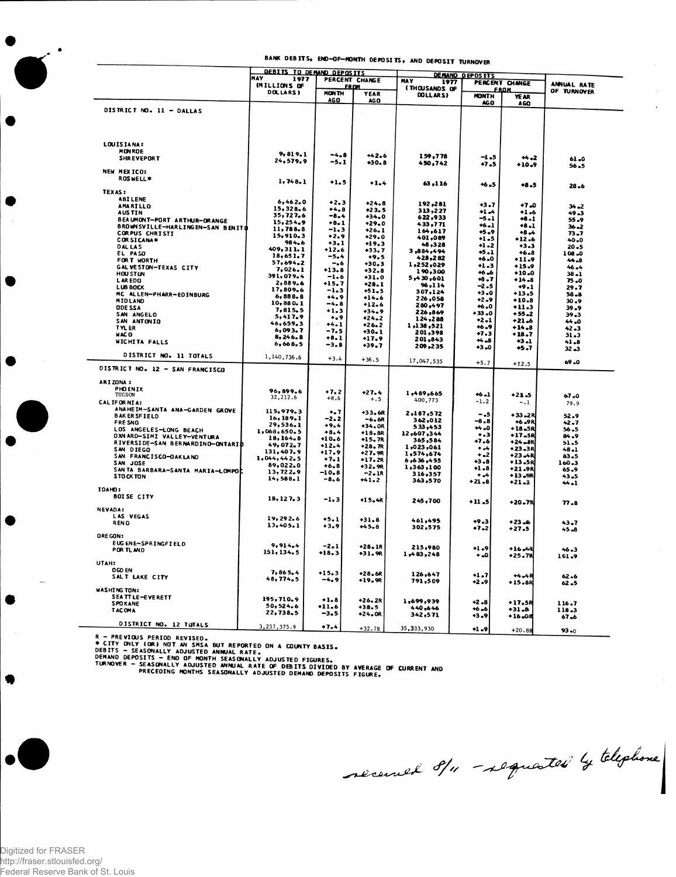## BANK DEBITS, END-OF-MONTH DEPOSITS, AND DEPOSIT TURNOVER

| | DEBITS TO DEMAND DEPOSITS | | | DEMAND DEPOSITS | | | ANNUAL RATE OF TURNOVER |
|---|---|---|---|---|---|---|---|
| | MAY 1977 (MILLIONS OF DOLLARS) | PERCENT CHANGE FROM | | MAY 1977 (THOUSANDS OF DOLLARS) | PERCENT CHANGE FROM | | |
| | | MONTH AGO | YEAR AGO | | MONTH AGO | YEAR AGO | |
| **DISTRICT NO. 11 - DALLAS** | | | | | | | |
| **LOUISIANA:** | | | | | | | |
| MONROE | 9,819.1 | -4.8 | +42.6 | 159,778 | -1.5 | +4.2 | 61.0 |
| SHREVEPORT | 24,579.9 | -5.1 | +30.8 | 450,742 | +7.5 | +10.9 | 56.5 |
| **NEW MEXICO:** | | | | | | | |
| ROSWELL* | 1,748.1 | +1.5 | +1.4 | 63,116 | +6.5 | +8.5 | 28.6 |
| **TEXAS:** | | | | | | | |
| ABILENE | 6,462.0 | +2.3 | +24.8 | 192,281 | +3.7 | +7.0 | 34.2 |
| AMARILLO | 15,328.6 | +4.8 | +23.5 | 313,227 | +1.4 | +1.6 | 49.3 |
| AUSTIN | 35,727.6 | -8.4 | +34.0 | 622,933 | -5.1 | +8.1 | 55.9 |
| BEAUMONT-PORT ARTHUR-ORANGE | 15,254.9 | +8.1 | +29.0 | 433,771 | +6.1 | +8.1 | 36.2 |
| BROWNSVILLE-HARLINGEN-SAN BENITO | 11,788.8 | -1.3 | +26.1 | 164,617 | +5.9 | +8.4 | 73.7 |
| CORPUS CHRISTI | 15,910.3 | +2.9 | +29.0 | 401,089 | +1.5 | +12.6 | 40.0 |
| CORSICANA* | 984.6 | +3.1 | +19.3 | 48,328 | +1.2 | +3.3 | 20.5 |
| DALLAS | 409,311.1 | +12.6 | +33.7 | 3,884,494 | +5.1 | +6.8 | 108.0 |
| EL PASO | 18,651.7 | -5.4 | +9.5 | 428,282 | +6.0 | +11.9 | 44.8 |
| FORT WORTH | 57,694.2 | -.6 | +30.3 | 1,252,029 | +1.3 | +15.9 | 46.4 |
| GALVESTON-TEXAS CITY | 7,026.1 | +13.8 | +32.8 | 190,300 | +6.6 | +10.0 | 38.1 |
| HOUSTON | 391,079.4 | -1.6 | +31.0 | 5,430,601 | +8.7 | +14.8 | 75.0 |
| LAREDO | 2,889.6 | +15.7 | +28.1 | 96,114 | -2.5 | +9.1 | 29.7 |
| LUBBOCK | 17,809.6 | -1.3 | +51.5 | 307,124 | +3.0 | +13.5 | 58.8 |
| MC ALLEN-PHARR-EDINBURG | 6,888.8 | +4.9 | +14.6 | 226,058 | +2.9 | +10.8 | 30.9 |
| MIDLAND | 10,880.1 | -4.8 | +12.6 | 280,497 | +6.0 | +11.3 | 39.9 |
| ODESSA | 7,815.5 | +1.3 | +34.9 | 226,869 | +33.0 | +55.2 | 39.3 |
| SAN ANGELO | 5,417.9 | +.9 | +24.2 | 124,288 | +2.1 | +21.6 | 44.0 |
| SAN ANTONIO | 46,659.3 | +4.1 | +26.2 | 1,138,521 | +6.9 | +14.8 | 42.3 |
| TYLER | 6,093.7 | -7.5 | +30.1 | 201,398 | +7.3 | +18.7 | 31.3 |
| WACO | 8,246.8 | +8.1 | +17.9 | 201,843 | +4.8 | +3.1 | 41.8 |
| WICHITA FALLS | 6,668.5 | -3.8 | +39.7 | 209,235 | +3.0 | +5.7 | 32.3 |
| DISTRICT NO. 11 TOTALS | 1,140,736.6 | +3.4 | +36.5 | 17,047,535 | +5.7 | +12.5 | 69.0 |
| **DISTRICT NO. 12 - SAN FRANCISCO** | | | | | | | |
| **ARIZONA:** | | | | | | | |
| PHOENIX | 96,899.6 | +7.2 | +27.4 | 1,489,665 | +6.1 | +21.5 | 67.0 |
| TUCSON | 32,212.6 | +8.6 | +.5 | 400,773 | -1.2 | -.1 | 79.9 |
| **CALIFORNIA:** | | | | | | | |
| ANAHEIM-SANTA ANA-GARDEN GROVE | 115,979.3 | +.7 | +33.6R | 2,187,572 | -.5 | +33.2R | 52.9 |
| BAKERSFIELD | 16,189.1 | -2.2 | -6.6R | 362,012 | -8.8 | +6.9R | 42.7 |
| FRESNO | 29,536.1 | +9.4 | +34.0R | 533,453 | +4.0 | +18.5R | 56.5 |
| LOS ANGELES-LONG BEACH | 1,068,650.5 | +8.4 | +18.8R | 12,607,344 | +.3 | +17.5R | 84.9 |
| OXNARD-SIMI VALLEY-VENTURA | 18,164.8 | +10.6 | +15.7R | 365,584 | +7.6 | +24.8R | 51.5 |
| RIVERSIDE-SAN BERNARDINO-ONTARIO | 49,072.7 | +12.4 | +28.7R | 1,023,061 | +.4 | +23.3R | 48.1 |
| SAN DIEGO | 131,407.9 | +17.9 | +27.9R | 1,574,674 | +.2 | +23.4R | 83.5 |
| SAN FRANCISCO-OAKLAND | 1,044,442.5 | +7.1 | +17.2R | 6,636,455 | +3.8 | +13.5R | 160.3 |
| SAN JOSE | 89,022.0 | +6.8 | +32.9R | 1,363,100 | +1.8 | +21.9R | 65.9 |
| SANTA BARBARA-SANTA MARIA-LOMPOC | 13,722.9 | -10.8 | -2.1R | 316,357 | +.4 | +13.9R | 43.5 |
| STOCKTON | 14,588.1 | -8.6 | +41.2 | 363,570 | +21.8 | +21.1 | 44.1 |
| **IDAHO:** | | | | | | | |
| BOISE CITY | 18,127.3 | -1.3 | +15.4R | 245,700 | +11.5 | +20.7R | 77.8 |
| **NEVADA:** | | | | | | | |
| LAS VEGAS | 19,292.6 | +5.1 | +31.8 | 461,495 | +9.3 | +23.6 | 43.7 |
| RENO | 13,405.1 | +3.9 | +45.8 | 302,575 | +7.2 | +27.5 | 45.8 |
| **OREGON:** | | | | | | | |
| EUGENE-SPRINGFIELD | 9,914.4 | -2.1 | +28.1R | 215,980 | +1.9 | +16.4R | 46.3 |
| PORTLAND | 151,134.5 | +18.3 | +31.9R | 1,483,248 | +.0 | +25.7R | 101.9 |
| **UTAH:** | | | | | | | |
| OGDEN | 7,865.4 | +15.3 | +28.6R | 126,647 | +1.7 | +4.4R | 62.6 |
| SALT LAKE CITY | 48,774.5 | -4.9 | +19.9R | 791,509 | +2.9 | +15.8R | 62.5 |
| **WASHINGTON:** | | | | | | | |
| SEATTLE-EVERETT | 195,710.9 | +1.8 | +26.2R | 1,699,939 | +2.8 | +17.5R | 116.7 |
| SPOKANE | 50,524.6 | +11.6 | +38.5 | 440,646 | +6.6 | +31.8 | 118.3 |
| TACOMA | 22,738.5 | -3.5 | +24.0R | 342,571 | +3.9 | +16.0R | 67.6 |
| DISTRICT NO. 12 TOTALS | 3,257,375.9 | +7.4 | +32.7R | 35,333,930 | +1.9 | +20.8R | 93.0 |

R - PREVIOUS PERIOD REVISED.
* CITY ONLY (OR) NOT AN SMSA BUT REPORTED ON A COUNTY BASIS.
DEBITS - SEASONALLY ADJUSTED ANNUAL RATE.
DEMAND DEPOSITS - END OF MONTH SEASONALLY ADJUSTED FIGURES.
TURNOVER - SEASONALLY ADJUSTED ANNUAL RATE OF DEBITS DIVIDED BY AVERAGE OF CURRENT AND PRECEDING MONTHS SEASONALLY ADJUSTED DEMAND DEPOSITS FIGURE.

*received 8/11 - requested by telephone*